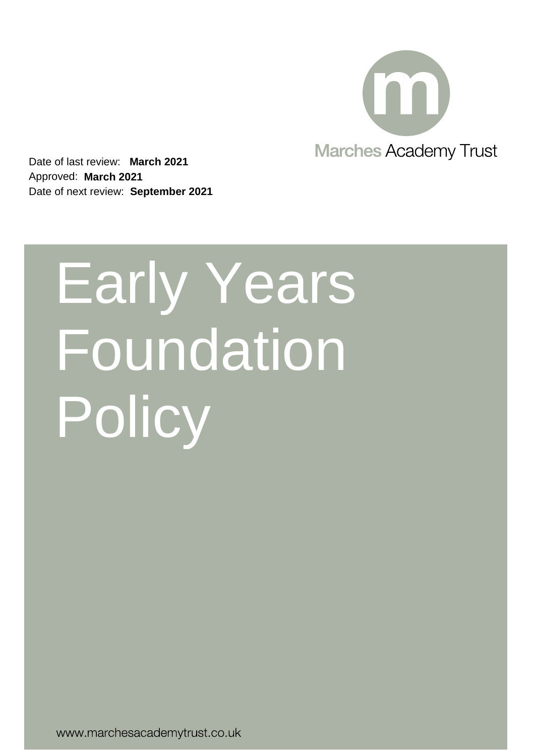Marches Academy Trust

Date of last review: **March 2021**
Approved: **March 2021**
Date of next review: **September 2021**

# Early Years Foundation Policy

www.marchesacademytrust.co.uk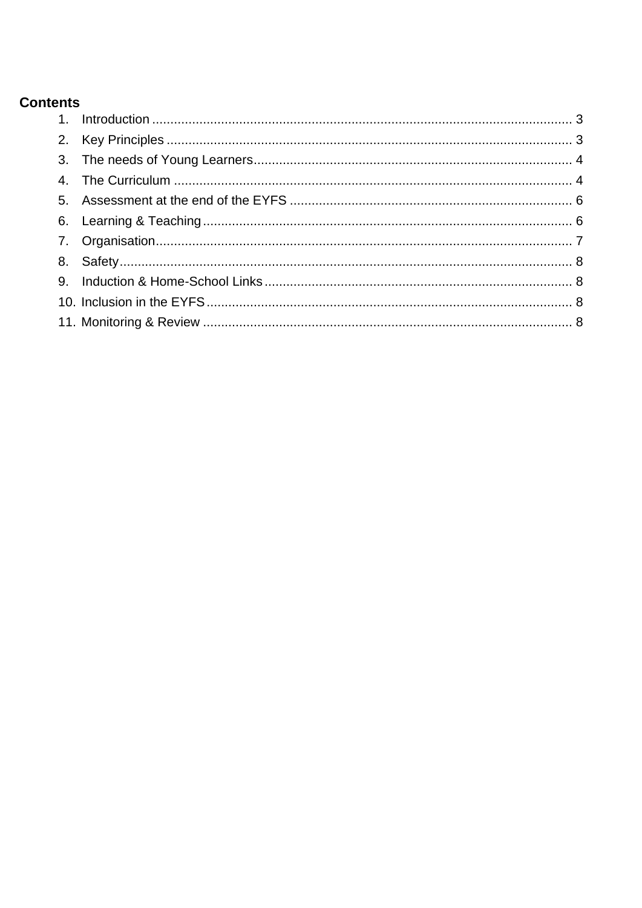## Contents

1. Introduction ............................................................................................................ 3
2. Key Principles ......................................................................................................... 3
3. The needs of Young Learners................................................................................. 4
4. The Curriculum ...................................................................................................... 4
5. Assessment at the end of the EYFS ....................................................................... 6
6. Learning & Teaching............................................................................................... 6
7. Organisation............................................................................................................ 7
8. Safety...................................................................................................................... 8
9. Induction & Home-School Links.............................................................................. 8
10. Inclusion in the EYFS.............................................................................................. 8
11. Monitoring & Review ............................................................................................... 8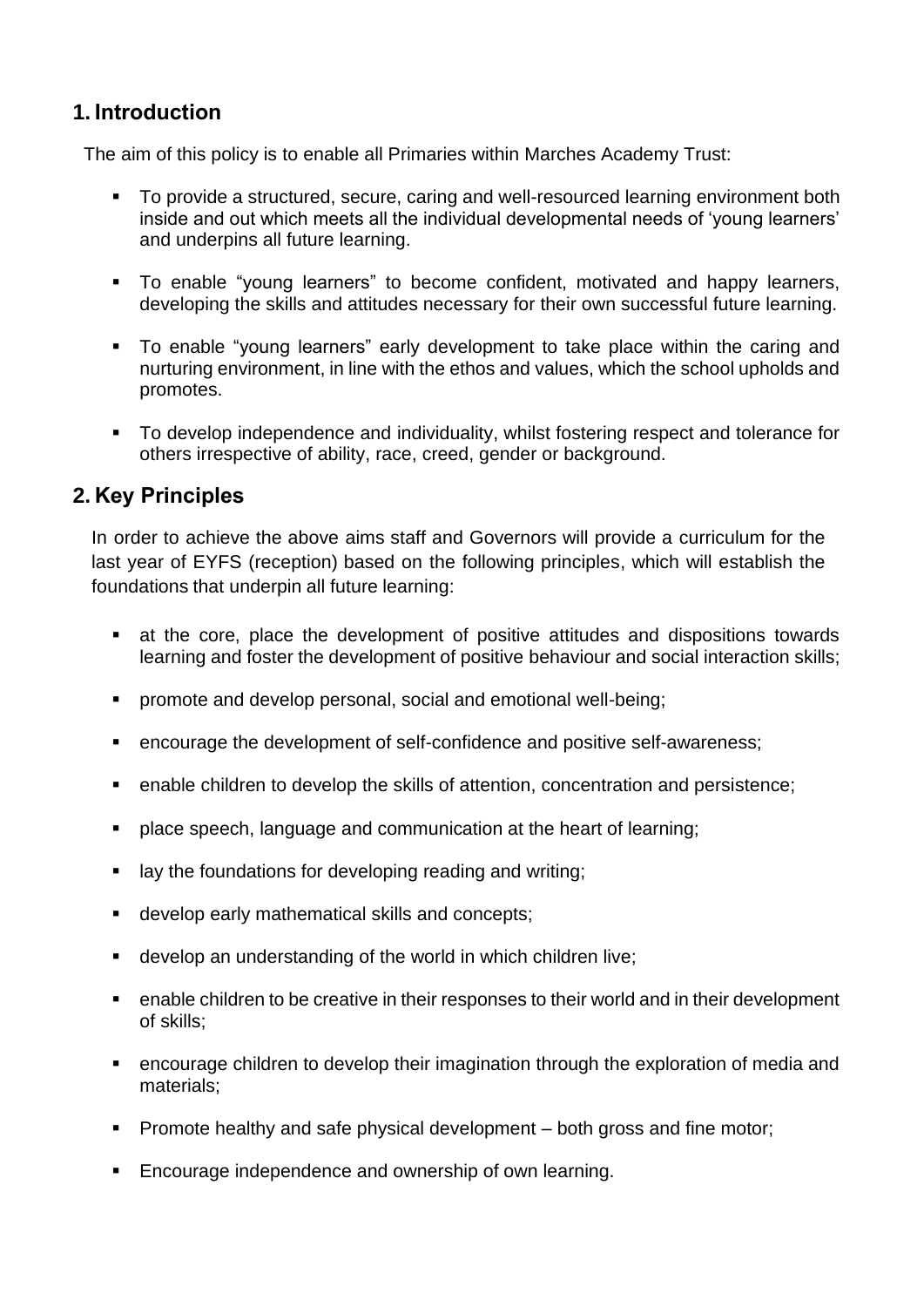## 1. Introduction

The aim of this policy is to enable all Primaries within Marches Academy Trust:

- To provide a structured, secure, caring and well-resourced learning environment both inside and out which meets all the individual developmental needs of 'young learners' and underpins all future learning.
- To enable "young learners" to become confident, motivated and happy learners, developing the skills and attitudes necessary for their own successful future learning.
- To enable "young learners" early development to take place within the caring and nurturing environment, in line with the ethos and values, which the school upholds and promotes.
- To develop independence and individuality, whilst fostering respect and tolerance for others irrespective of ability, race, creed, gender or background.

## 2. Key Principles

In order to achieve the above aims staff and Governors will provide a curriculum for the last year of EYFS (reception) based on the following principles, which will establish the foundations that underpin all future learning:

- at the core, place the development of positive attitudes and dispositions towards learning and foster the development of positive behaviour and social interaction skills;
- promote and develop personal, social and emotional well-being;
- encourage the development of self-confidence and positive self-awareness;
- enable children to develop the skills of attention, concentration and persistence;
- place speech, language and communication at the heart of learning;
- lay the foundations for developing reading and writing;
- develop early mathematical skills and concepts;
- develop an understanding of the world in which children live;
- enable children to be creative in their responses to their world and in their development of skills;
- encourage children to develop their imagination through the exploration of media and materials;
- Promote healthy and safe physical development – both gross and fine motor;
- Encourage independence and ownership of own learning.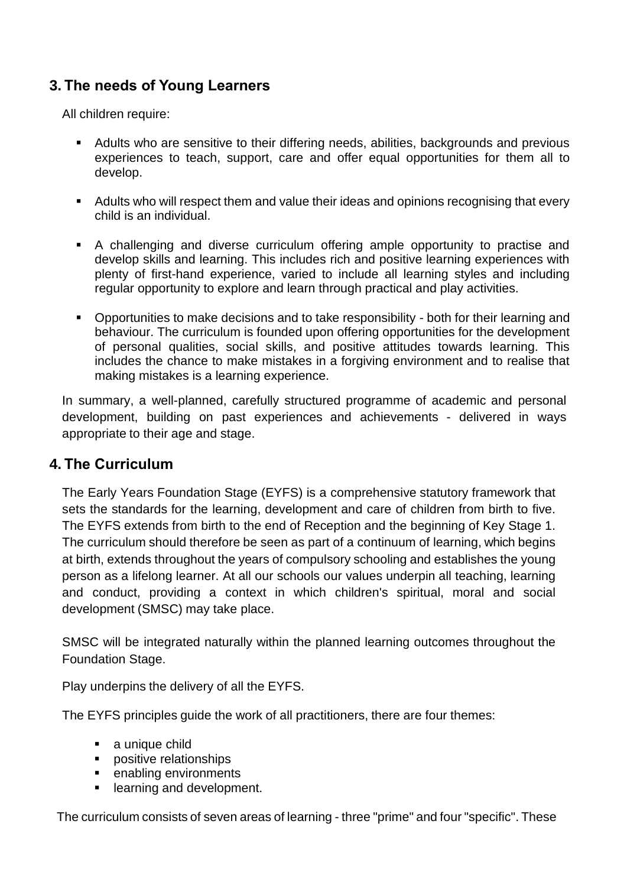## 3. The needs of Young Learners

All children require:

- Adults who are sensitive to their differing needs, abilities, backgrounds and previous experiences to teach, support, care and offer equal opportunities for them all to develop.
- Adults who will respect them and value their ideas and opinions recognising that every child is an individual.
- A challenging and diverse curriculum offering ample opportunity to practise and develop skills and learning. This includes rich and positive learning experiences with plenty of first-hand experience, varied to include all learning styles and including regular opportunity to explore and learn through practical and play activities.
- Opportunities to make decisions and to take responsibility - both for their learning and behaviour. The curriculum is founded upon offering opportunities for the development of personal qualities, social skills, and positive attitudes towards learning. This includes the chance to make mistakes in a forgiving environment and to realise that making mistakes is a learning experience.

In summary, a well-planned, carefully structured programme of academic and personal development, building on past experiences and achievements - delivered in ways appropriate to their age and stage.

## 4. The Curriculum

The Early Years Foundation Stage (EYFS) is a comprehensive statutory framework that sets the standards for the learning, development and care of children from birth to five. The EYFS extends from birth to the end of Reception and the beginning of Key Stage 1. The curriculum should therefore be seen as part of a continuum of learning, which begins at birth, extends throughout the years of compulsory schooling and establishes the young person as a lifelong learner. At all our schools our values underpin all teaching, learning and conduct, providing a context in which children's spiritual, moral and social development (SMSC) may take place.

SMSC will be integrated naturally within the planned learning outcomes throughout the Foundation Stage.

Play underpins the delivery of all the EYFS.

The EYFS principles guide the work of all practitioners, there are four themes:

- a unique child
- positive relationships
- enabling environments
- learning and development.

The curriculum consists of seven areas of learning - three "prime" and four "specific". These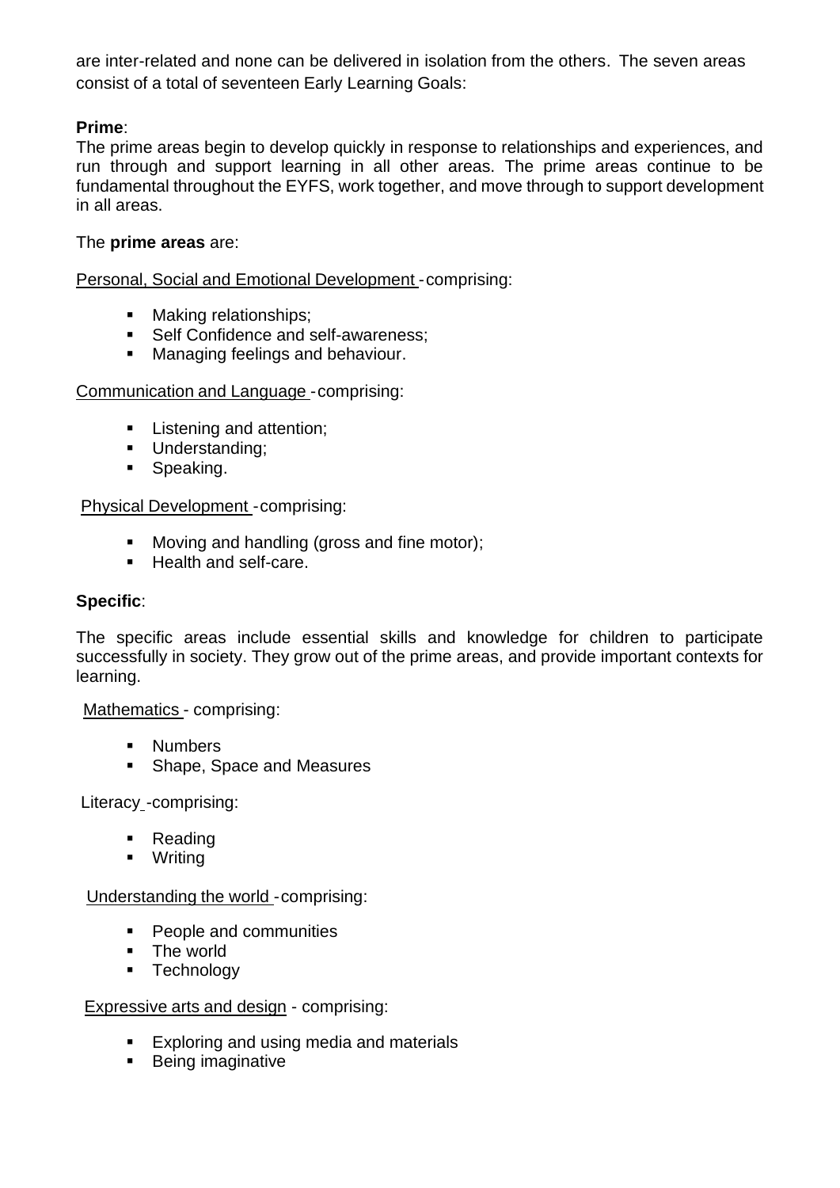are inter-related and none can be delivered in isolation from the others. The seven areas consist of a total of seventeen Early Learning Goals:

**Prime**:

The prime areas begin to develop quickly in response to relationships and experiences, and run through and support learning in all other areas. The prime areas continue to be fundamental throughout the EYFS, work together, and move through to support development in all areas.

The **prime areas** are:

Personal, Social and Emotional Development - comprising:

- Making relationships;
- Self Confidence and self-awareness;
- Managing feelings and behaviour.

Communication and Language - comprising:

- Listening and attention;
- Understanding;
- Speaking.

Physical Development - comprising:

- Moving and handling (gross and fine motor);
- Health and self-care.

**Specific**:

The specific areas include essential skills and knowledge for children to participate successfully in society. They grow out of the prime areas, and provide important contexts for learning.

Mathematics - comprising:

- Numbers
- Shape, Space and Measures

Literacy -comprising:

- Reading
- Writing

Understanding the world - comprising:

- People and communities
- The world
- Technology

Expressive arts and design - comprising:

- Exploring and using media and materials
- Being imaginative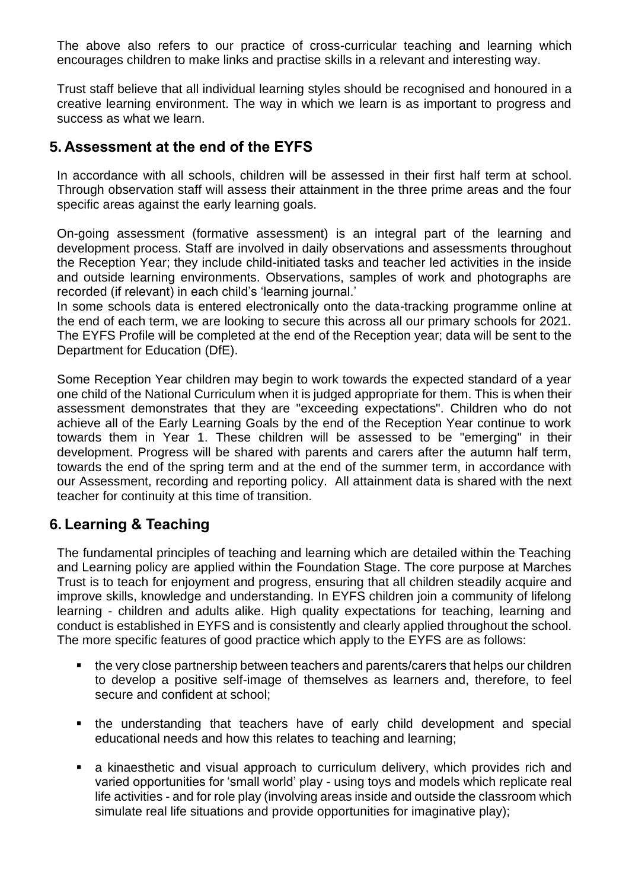The above also refers to our practice of cross-curricular teaching and learning which encourages children to make links and practise skills in a relevant and interesting way.

Trust staff believe that all individual learning styles should be recognised and honoured in a creative learning environment. The way in which we learn is as important to progress and success as what we learn.

## 5. Assessment at the end of the EYFS

In accordance with all schools, children will be assessed in their first half term at school. Through observation staff will assess their attainment in the three prime areas and the four specific areas against the early learning goals.

On-going assessment (formative assessment) is an integral part of the learning and development process. Staff are involved in daily observations and assessments throughout the Reception Year; they include child-initiated tasks and teacher led activities in the inside and outside learning environments. Observations, samples of work and photographs are recorded (if relevant) in each child's 'learning journal.'
In some schools data is entered electronically onto the data-tracking programme online at the end of each term, we are looking to secure this across all our primary schools for 2021. The EYFS Profile will be completed at the end of the Reception year; data will be sent to the Department for Education (DfE).

Some Reception Year children may begin to work towards the expected standard of a year one child of the National Curriculum when it is judged appropriate for them. This is when their assessment demonstrates that they are "exceeding expectations". Children who do not achieve all of the Early Learning Goals by the end of the Reception Year continue to work towards them in Year 1. These children will be assessed to be "emerging" in their development. Progress will be shared with parents and carers after the autumn half term, towards the end of the spring term and at the end of the summer term, in accordance with our Assessment, recording and reporting policy. All attainment data is shared with the next teacher for continuity at this time of transition.

## 6. Learning & Teaching

The fundamental principles of teaching and learning which are detailed within the Teaching and Learning policy are applied within the Foundation Stage. The core purpose at Marches Trust is to teach for enjoyment and progress, ensuring that all children steadily acquire and improve skills, knowledge and understanding. In EYFS children join a community of lifelong learning - children and adults alike. High quality expectations for teaching, learning and conduct is established in EYFS and is consistently and clearly applied throughout the school. The more specific features of good practice which apply to the EYFS are as follows:

- the very close partnership between teachers and parents/carers that helps our children to develop a positive self-image of themselves as learners and, therefore, to feel secure and confident at school;
- the understanding that teachers have of early child development and special educational needs and how this relates to teaching and learning;
- a kinaesthetic and visual approach to curriculum delivery, which provides rich and varied opportunities for 'small world' play - using toys and models which replicate real life activities - and for role play (involving areas inside and outside the classroom which simulate real life situations and provide opportunities for imaginative play);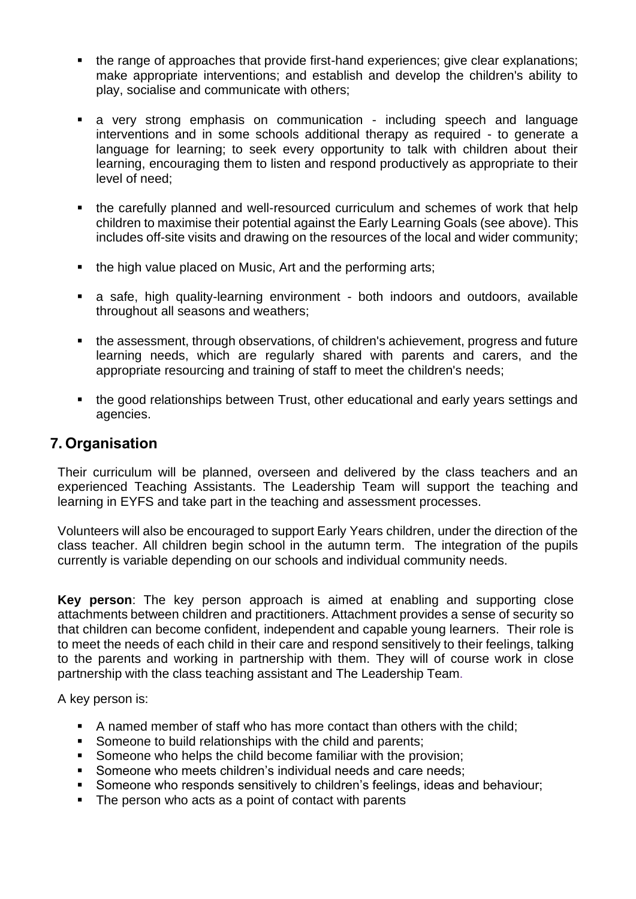- the range of approaches that provide first-hand experiences; give clear explanations; make appropriate interventions; and establish and develop the children's ability to play, socialise and communicate with others;

- a very strong emphasis on communication - including speech and language interventions and in some schools additional therapy as required - to generate a language for learning; to seek every opportunity to talk with children about their learning, encouraging them to listen and respond productively as appropriate to their level of need;

- the carefully planned and well-resourced curriculum and schemes of work that help children to maximise their potential against the Early Learning Goals (see above). This includes off-site visits and drawing on the resources of the local and wider community;

- the high value placed on Music, Art and the performing arts;

- a safe, high quality-learning environment - both indoors and outdoors, available throughout all seasons and weathers;

- the assessment, through observations, of children's achievement, progress and future learning needs, which are regularly shared with parents and carers, and the appropriate resourcing and training of staff to meet the children's needs;

- the good relationships between Trust, other educational and early years settings and agencies.

## 7. Organisation

Their curriculum will be planned, overseen and delivered by the class teachers and an experienced Teaching Assistants. The Leadership Team will support the teaching and learning in EYFS and take part in the teaching and assessment processes.

Volunteers will also be encouraged to support Early Years children, under the direction of the class teacher. All children begin school in the autumn term. The integration of the pupils currently is variable depending on our schools and individual community needs.

**Key person**: The key person approach is aimed at enabling and supporting close attachments between children and practitioners. Attachment provides a sense of security so that children can become confident, independent and capable young learners. Their role is to meet the needs of each child in their care and respond sensitively to their feelings, talking to the parents and working in partnership with them. They will of course work in close partnership with the class teaching assistant and The Leadership Team.

A key person is:

- A named member of staff who has more contact than others with the child;
- Someone to build relationships with the child and parents;
- Someone who helps the child become familiar with the provision;
- Someone who meets children's individual needs and care needs;
- Someone who responds sensitively to children's feelings, ideas and behaviour;
- The person who acts as a point of contact with parents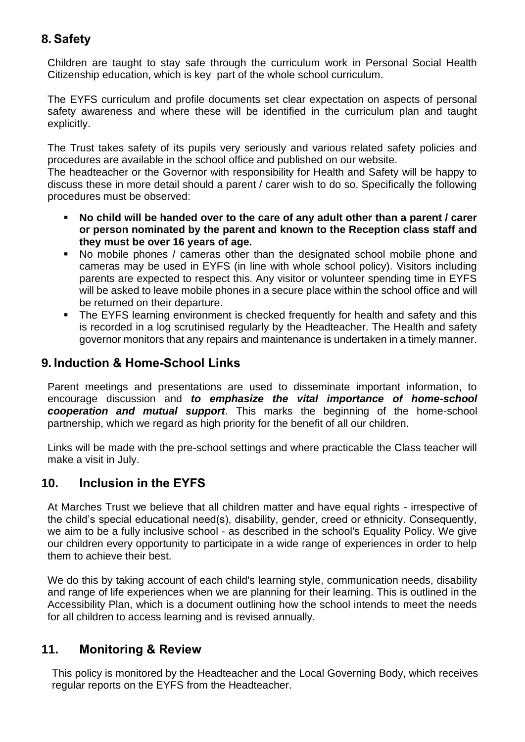## 8. Safety

Children are taught to stay safe through the curriculum work in Personal Social Health Citizenship education, which is key part of the whole school curriculum.

The EYFS curriculum and profile documents set clear expectation on aspects of personal safety awareness and where these will be identified in the curriculum plan and taught explicitly.

The Trust takes safety of its pupils very seriously and various related safety policies and procedures are available in the school office and published on our website.
The headteacher or the Governor with responsibility for Health and Safety will be happy to discuss these in more detail should a parent / carer wish to do so. Specifically the following procedures must be observed:

- **No child will be handed over to the care of any adult other than a parent / carer or person nominated by the parent and known to the Reception class staff and they must be over 16 years of age.**
- No mobile phones / cameras other than the designated school mobile phone and cameras may be used in EYFS (in line with whole school policy). Visitors including parents are expected to respect this. Any visitor or volunteer spending time in EYFS will be asked to leave mobile phones in a secure place within the school office and will be returned on their departure.
- The EYFS learning environment is checked frequently for health and safety and this is recorded in a log scrutinised regularly by the Headteacher. The Health and safety governor monitors that any repairs and maintenance is undertaken in a timely manner.

## 9. Induction & Home-School Links

Parent meetings and presentations are used to disseminate important information, to encourage discussion and ***to emphasize the vital importance of home-school cooperation and mutual support***. This marks the beginning of the home-school partnership, which we regard as high priority for the benefit of all our children.

Links will be made with the pre-school settings and where practicable the Class teacher will make a visit in July.

## 10. Inclusion in the EYFS

At Marches Trust we believe that all children matter and have equal rights - irrespective of the child's special educational need(s), disability, gender, creed or ethnicity. Consequently, we aim to be a fully inclusive school - as described in the school's Equality Policy. We give our children every opportunity to participate in a wide range of experiences in order to help them to achieve their best.

We do this by taking account of each child's learning style, communication needs, disability and range of life experiences when we are planning for their learning. This is outlined in the Accessibility Plan, which is a document outlining how the school intends to meet the needs for all children to access learning and is revised annually.

## 11. Monitoring & Review

This policy is monitored by the Headteacher and the Local Governing Body, which receives regular reports on the EYFS from the Headteacher.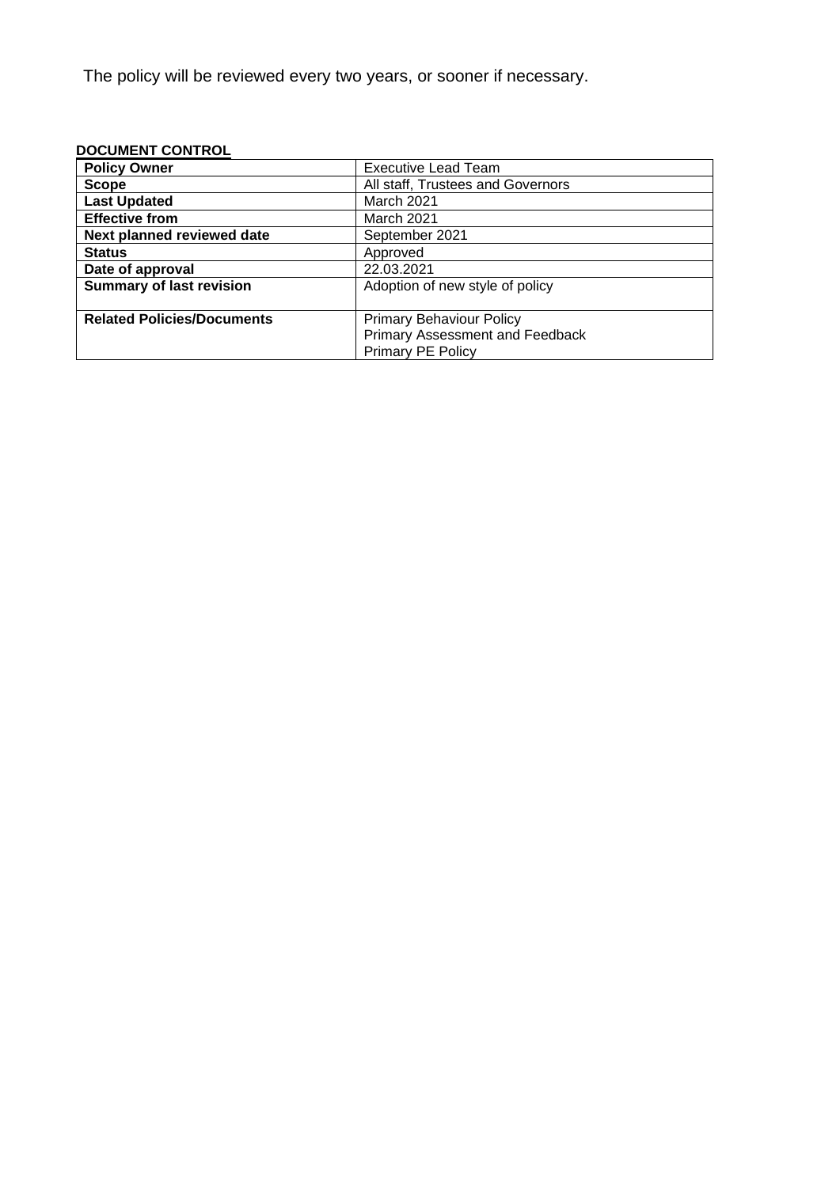The policy will be reviewed every two years, or sooner if necessary.

**DOCUMENT CONTROL**

| | |
|---|---|
| **Policy Owner** | Executive Lead Team |
| **Scope** | All staff, Trustees and Governors |
| **Last Updated** | March 2021 |
| **Effective from** | March 2021 |
| **Next planned reviewed date** | September 2021 |
| **Status** | Approved |
| **Date of approval** | 22.03.2021 |
| **Summary of last revision** | Adoption of new style of policy |
| **Related Policies/Documents** | Primary Behaviour Policy<br>Primary Assessment and Feedback<br>Primary PE Policy |